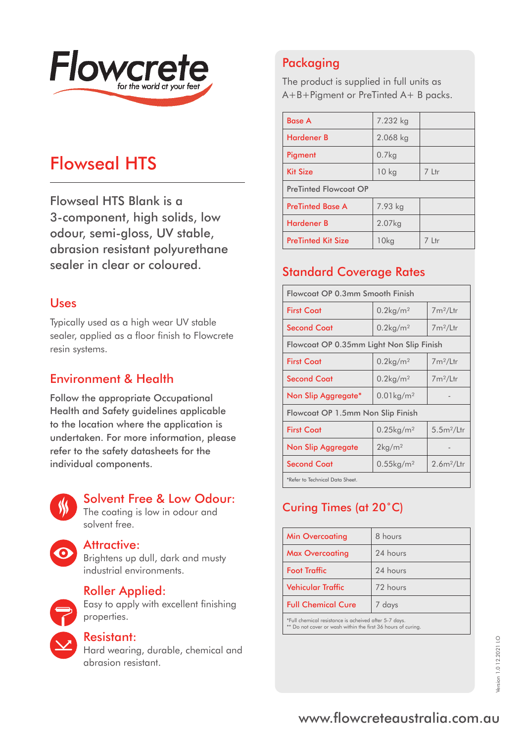Flowcrete

for the world at your feet

# Flowseal HTS

Flowseal HTS Blank is a 3-component, high solids, low odour, semi-gloss, UV stable, abrasion resistant polyurethane sealer in clear or coloured.

## Uses

Typically used as a high wear UV stable sealer, applied as a floor finish to Flowcrete resin systems.

## Environment & Health

Follow the appropriate Occupational Health and Safety guidelines applicable to the location where the application is undertaken. For more information, please refer to the safety datasheets for the individual components.

### Solvent Free & Low Odour:

The coating is low in odour and solvent free.

### Attractive:

Brightens up dull, dark and musty industrial environments.

### Roller Applied:

Easy to apply with excellent finishing properties.

### Resistant:

Hard wearing, durable, chemical and abrasion resistant.

## Packaging

The product is supplied in full units as A+B+Pigment or PreTinted A+ B packs.

| | | |
|---|---|---|
| Base A | 7.232 kg | |
| Hardener B | 2.068 kg | |
| Pigment | 0.7kg | |
| Kit Size | 10 kg | 7 Ltr |
| PreTinted Flowcoat OP | | |
| PreTinted Base A | 7.93 kg | |
| Hardener B | 2.07kg | |
| PreTinted Kit Size | 10kg | 7 Ltr |

## Standard Coverage Rates

| | | |
|---|---|---|
| Flowcoat OP 0.3mm Smooth Finish | | |
| First Coat | 0.2kg/m² | 7m²/Ltr |
| Second Coat | 0.2kg/m² | 7m²/Ltr |
| Flowcoat OP 0.35mm Light Non Slip Finish | | |
| First Coat | 0.2kg/m² | 7m²/Ltr |
| Second Coat | 0.2kg/m² | 7m²/Ltr |
| Non Slip Aggregate* | 0.01kg/m² | - |
| Flowcoat OP 1.5mm Non Slip Finish | | |
| First Coat | 0.25kg/m² | 5.5m²/Ltr |
| Non Slip Aggregate | 2kg/m² | - |
| Second Coat | 0.55kg/m² | 2.6m²/Ltr |

*Refer to Technical Data Sheet.

## Curing Times (at 20°C)

| | |
|---|---|
| Min Overcoating | 8 hours |
| Max Overcoating | 24 hours |
| Foot Traffic | 24 hours |
| Vehicular Traffic | 72 hours |
| Full Chemical Cure | 7 days |

*Full chemical resistance is acheived after 5-7 days.
** Do not cover or wash within the first 36 hours of curing.

Version 1.0 12.2021 I.O

www.flowcreteaustralia.com.au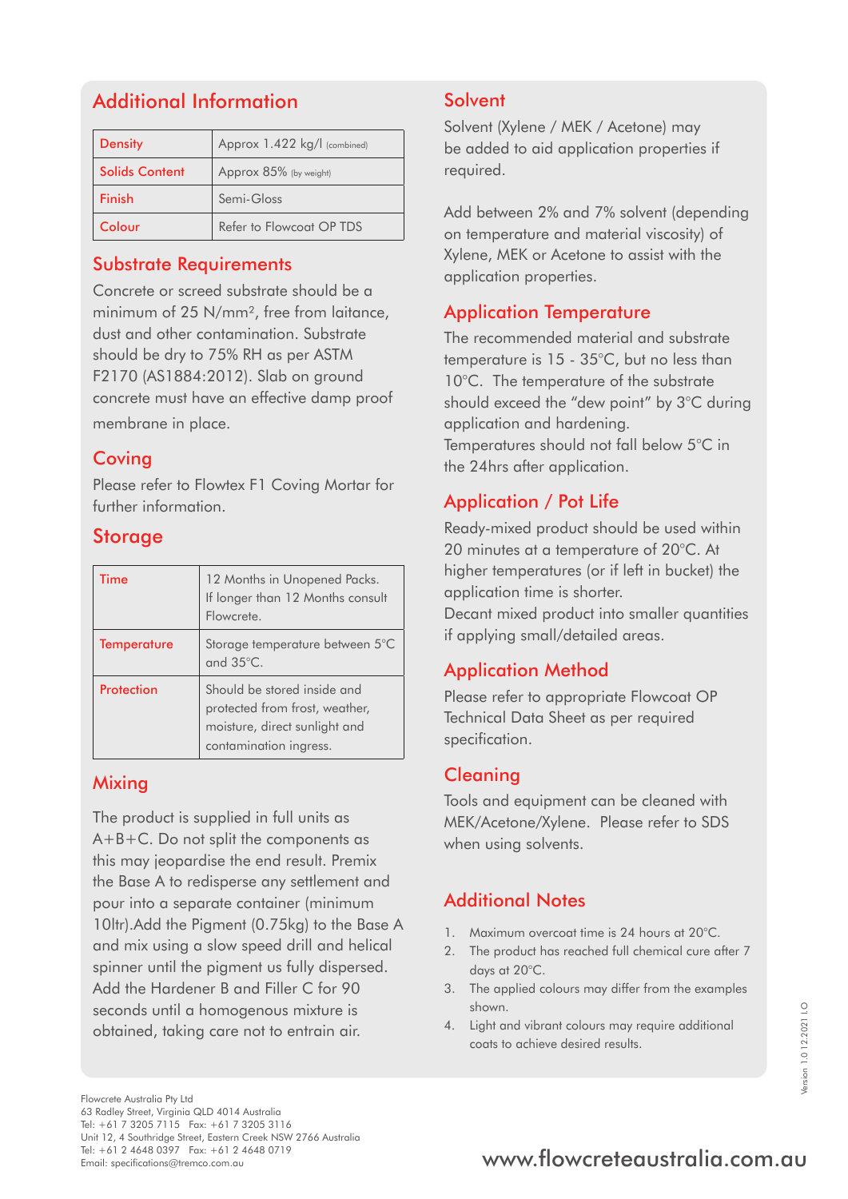## Additional Information

| | |
|---|---|
| Density | Approx 1.422 kg/l (combined) |
| Solids Content | Approx 85% (by weight) |
| Finish | Semi-Gloss |
| Colour | Refer to Flowcoat OP TDS |

## Substrate Requirements

Concrete or screed substrate should be a minimum of 25 N/mm², free from laitance, dust and other contamination. Substrate should be dry to 75% RH as per ASTM F2170 (AS1884:2012). Slab on ground concrete must have an effective damp proof membrane in place.

## Coving

Please refer to Flowtex F1 Coving Mortar for further information.

## Storage

| | |
|---|---|
| Time | 12 Months in Unopened Packs. If longer than 12 Months consult Flowcrete. |
| Temperature | Storage temperature between 5°C and 35°C. |
| Protection | Should be stored inside and protected from frost, weather, moisture, direct sunlight and contamination ingress. |

## Mixing

The product is supplied in full units as A+B+C. Do not split the components as this may jeopardise the end result. Premix the Base A to redisperse any settlement and pour into a separate container (minimum 10ltr).Add the Pigment (0.75kg) to the Base A and mix using a slow speed drill and helical spinner until the pigment us fully dispersed. Add the Hardener B and Filler C for 90 seconds until a homogenous mixture is obtained, taking care not to entrain air.

## Solvent

Solvent (Xylene / MEK / Acetone) may be added to aid application properties if required.

Add between 2% and 7% solvent (depending on temperature and material viscosity) of Xylene, MEK or Acetone to assist with the application properties.

## Application Temperature

The recommended material and substrate temperature is 15 - 35°C, but no less than 10°C. The temperature of the substrate should exceed the "dew point" by 3°C during application and hardening.
Temperatures should not fall below 5°C in the 24hrs after application.

## Application / Pot Life

Ready-mixed product should be used within 20 minutes at a temperature of 20°C. At higher temperatures (or if left in bucket) the application time is shorter.
Decant mixed product into smaller quantities if applying small/detailed areas.

## Application Method

Please refer to appropriate Flowcoat OP Technical Data Sheet as per required specification.

## Cleaning

Tools and equipment can be cleaned with MEK/Acetone/Xylene. Please refer to SDS when using solvents.

## Additional Notes

1. Maximum overcoat time is 24 hours at 20°C.
2. The product has reached full chemical cure after 7 days at 20°C.
3. The applied colours may differ from the examples shown.
4. Light and vibrant colours may require additional coats to achieve desired results.

Version 1.0 12.2021 LO

Flowcrete Australia Pty Ltd
63 Radley Street, Virginia QLD 4014 Australia
Tel: +61 7 3205 7115 Fax: +61 7 3205 3116
Unit 12, 4 Southridge Street, Eastern Creek NSW 2766 Australia
Tel: +61 2 4648 0397 Fax: +61 2 4648 0719
Email: specifications@tremco.com.au

www.flowcreteaustralia.com.au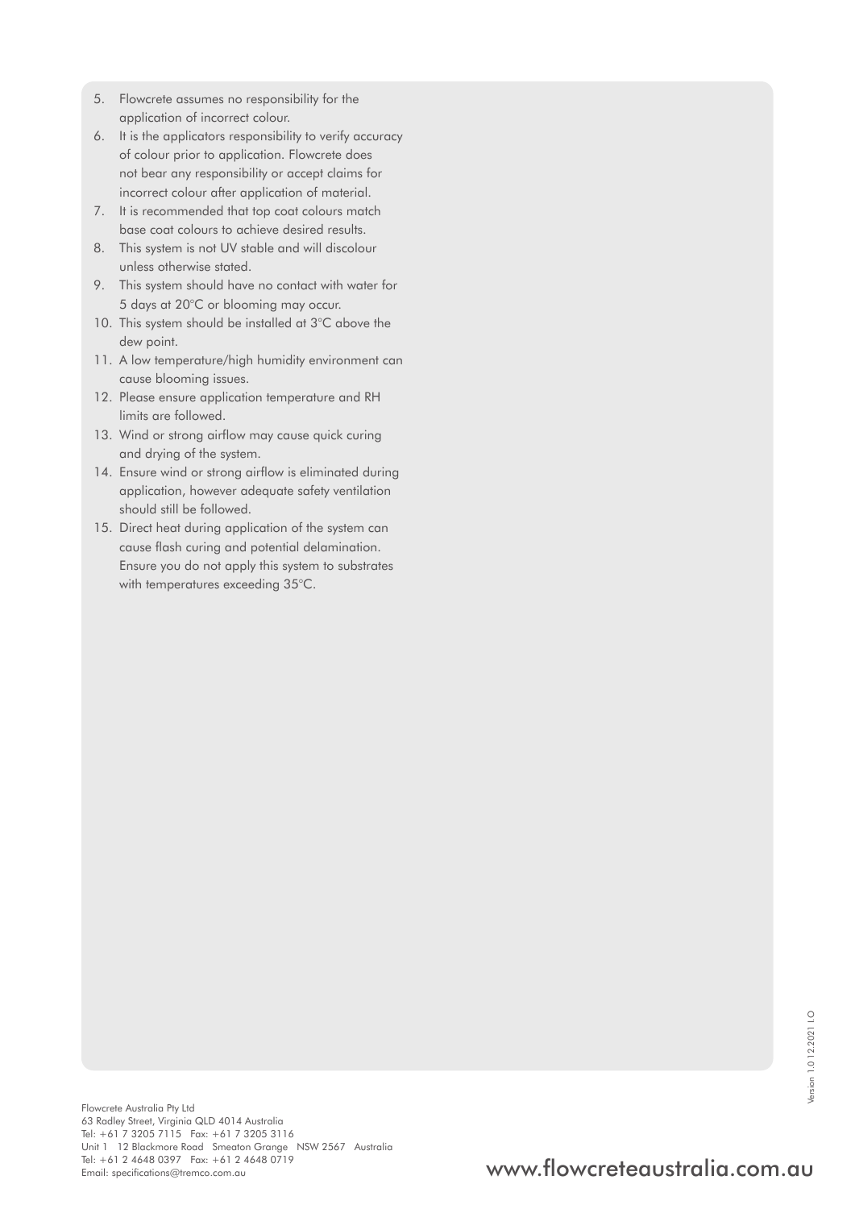5. Flowcrete assumes no responsibility for the application of incorrect colour.
6. It is the applicators responsibility to verify accuracy of colour prior to application. Flowcrete does not bear any responsibility or accept claims for incorrect colour after application of material.
7. It is recommended that top coat colours match base coat colours to achieve desired results.
8. This system is not UV stable and will discolour unless otherwise stated.
9. This system should have no contact with water for 5 days at 20°C or blooming may occur.
10. This system should be installed at 3°C above the dew point.
11. A low temperature/high humidity environment can cause blooming issues.
12. Please ensure application temperature and RH limits are followed.
13. Wind or strong airflow may cause quick curing and drying of the system.
14. Ensure wind or strong airflow is eliminated during application, however adequate safety ventilation should still be followed.
15. Direct heat during application of the system can cause flash curing and potential delamination. Ensure you do not apply this system to substrates with temperatures exceeding 35°C.

Flowcrete Australia Pty Ltd
63 Radley Street, Virginia QLD 4014 Australia
Tel: +61 7 3205 7115 Fax: +61 7 3205 3116
Unit 1 12 Blackmore Road Smeaton Grange NSW 2567 Australia
Tel: +61 2 4648 0397 Fax: +61 2 4648 0719
Email: specifications@tremco.com.au

www.flowcreteaustralia.com.au

Version 1.0 12.2021 LO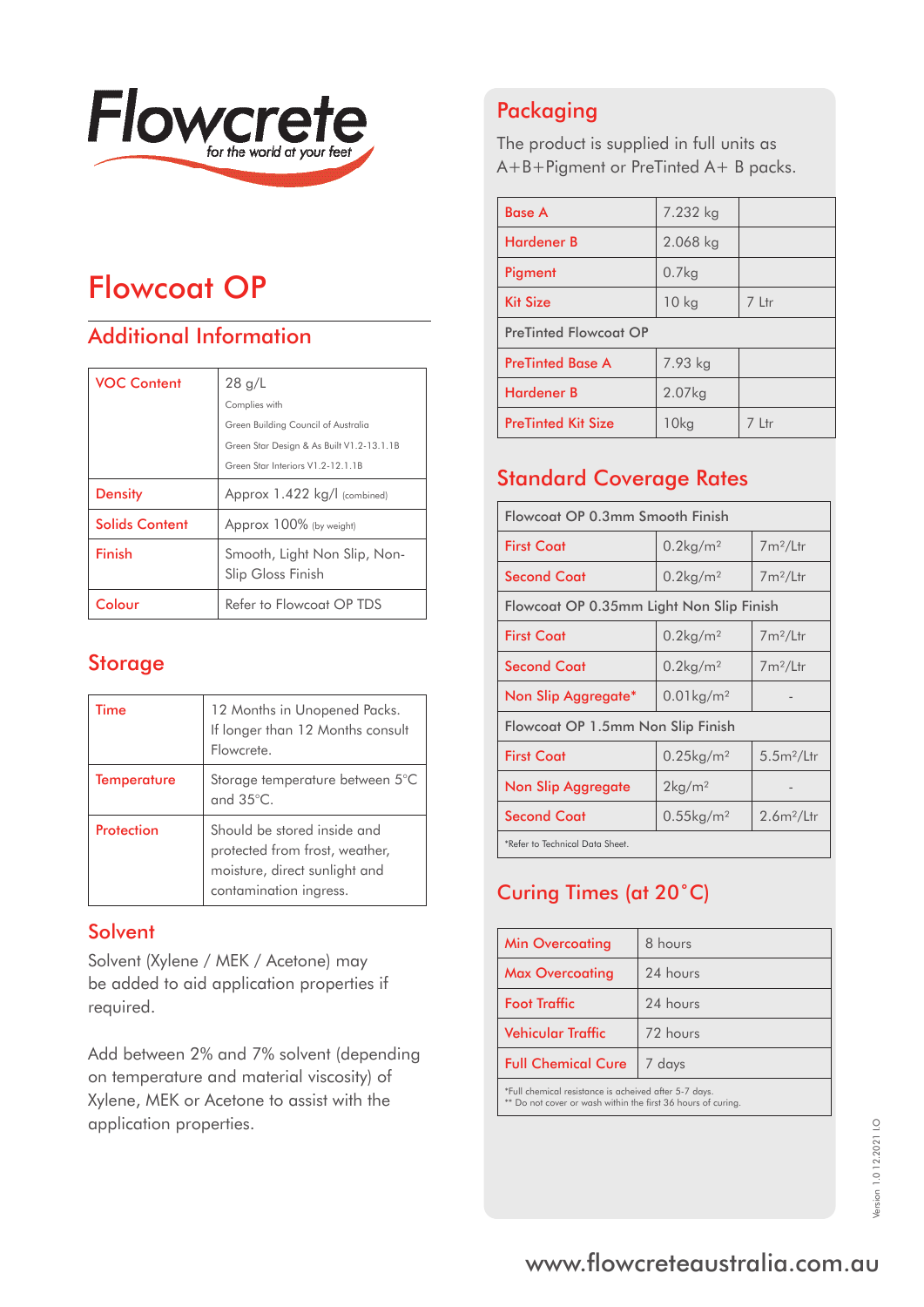Flowcrete

for the world at your feet

# Flowcoat OP

## Additional Information

| | |
|---|---|
| VOC Content | 28 g/L<br>Complies with<br>Green Building Council of Australia<br>Green Star Design & As Built V1.2-13.1.1B<br>Green Star Interiors V1.2-12.1.1B |
| Density | Approx 1.422 kg/l (combined) |
| Solids Content | Approx 100% (by weight) |
| Finish | Smooth, Light Non Slip, Non-Slip Gloss Finish |
| Colour | Refer to Flowcoat OP TDS |

## Storage

| | |
|---|---|
| Time | 12 Months in Unopened Packs. If longer than 12 Months consult Flowcrete. |
| Temperature | Storage temperature between 5°C and 35°C. |
| Protection | Should be stored inside and protected from frost, weather, moisture, direct sunlight and contamination ingress. |

## Solvent

Solvent (Xylene / MEK / Acetone) may be added to aid application properties if required.

Add between 2% and 7% solvent (depending on temperature and material viscosity) of Xylene, MEK or Acetone to assist with the application properties.

## Packaging

The product is supplied in full units as A+B+Pigment or PreTinted A+ B packs.

| | | |
|---|---|---|
| Base A | 7.232 kg | |
| Hardener B | 2.068 kg | |
| Pigment | 0.7kg | |
| Kit Size | 10 kg | 7 Ltr |
| PreTinted Flowcoat OP | | |
| PreTinted Base A | 7.93 kg | |
| Hardener B | 2.07kg | |
| PreTinted Kit Size | 10kg | 7 Ltr |

## Standard Coverage Rates

| | | |
|---|---|---|
| Flowcoat OP 0.3mm Smooth Finish | | |
| First Coat | 0.2kg/m² | 7m²/Ltr |
| Second Coat | 0.2kg/m² | 7m²/Ltr |
| Flowcoat OP 0.35mm Light Non Slip Finish | | |
| First Coat | 0.2kg/m² | 7m²/Ltr |
| Second Coat | 0.2kg/m² | 7m²/Ltr |
| Non Slip Aggregate* | 0.01kg/m² | - |
| Flowcoat OP 1.5mm Non Slip Finish | | |
| First Coat | 0.25kg/m² | 5.5m²/Ltr |
| Non Slip Aggregate | 2kg/m² | - |
| Second Coat | 0.55kg/m² | 2.6m²/Ltr |

*Refer to Technical Data Sheet.

## Curing Times (at 20°C)

| | |
|---|---|
| Min Overcoating | 8 hours |
| Max Overcoating | 24 hours |
| Foot Traffic | 24 hours |
| Vehicular Traffic | 72 hours |
| Full Chemical Cure | 7 days |

*Full chemical resistance is acheived after 5-7 days.
** Do not cover or wash within the first 36 hours of curing.

Version 1.0 12.2021 I.O

www.flowcreteaustralia.com.au